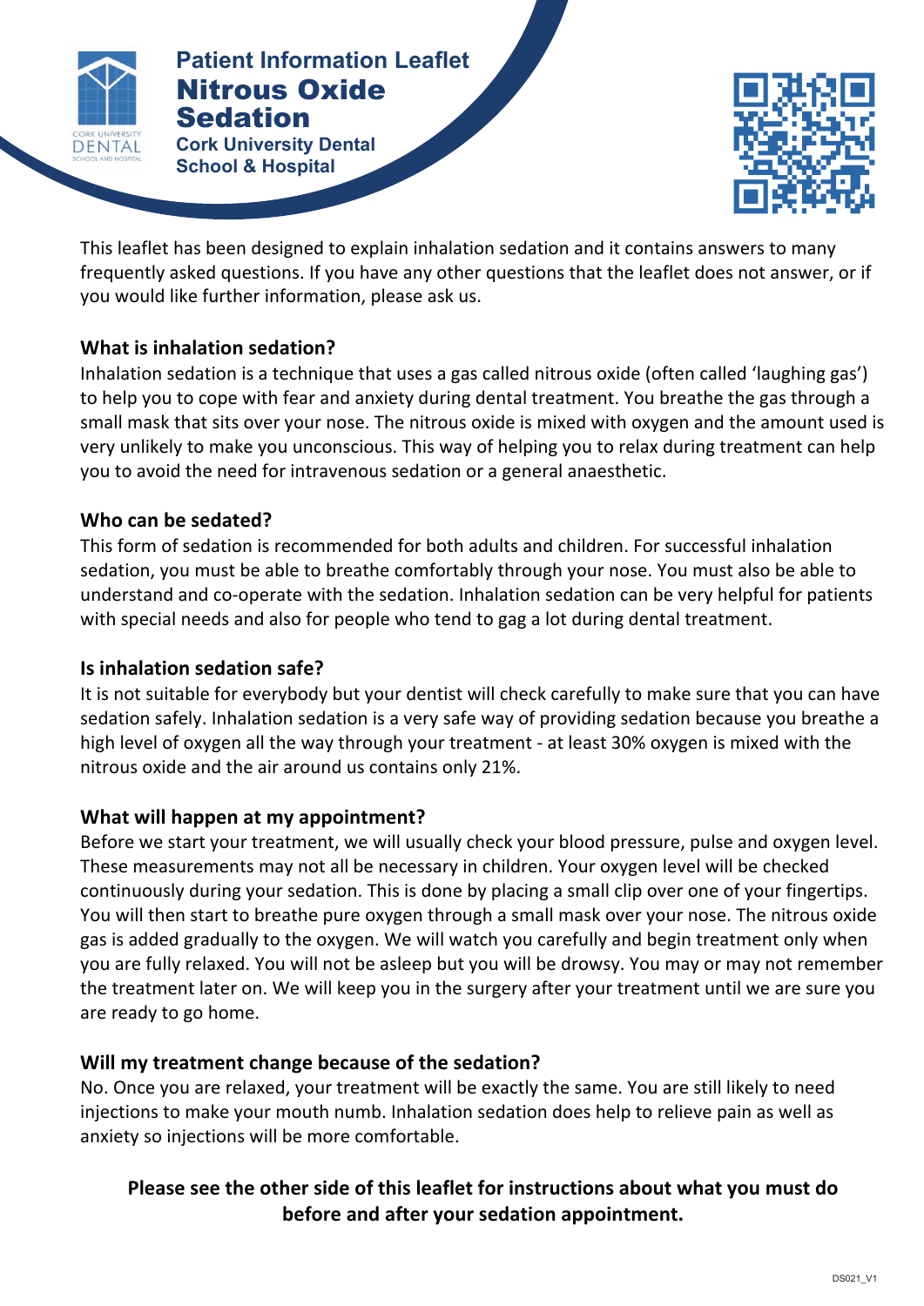Patient Information Leaflet

# Nitrous Oxide Sedation

Cork University Dental School & Hospital

This leaflet has been designed to explain inhalation sedation and it contains answers to many frequently asked questions. If you have any other questions that the leaflet does not answer, or if you would like further information, please ask us.

## What is inhalation sedation?

Inhalation sedation is a technique that uses a gas called nitrous oxide (often called 'laughing gas') to help you to cope with fear and anxiety during dental treatment. You breathe the gas through a small mask that sits over your nose. The nitrous oxide is mixed with oxygen and the amount used is very unlikely to make you unconscious. This way of helping you to relax during treatment can help you to avoid the need for intravenous sedation or a general anaesthetic.

## Who can be sedated?

This form of sedation is recommended for both adults and children. For successful inhalation sedation, you must be able to breathe comfortably through your nose. You must also be able to understand and co-operate with the sedation. Inhalation sedation can be very helpful for patients with special needs and also for people who tend to gag a lot during dental treatment.

## Is inhalation sedation safe?

It is not suitable for everybody but your dentist will check carefully to make sure that you can have sedation safely. Inhalation sedation is a very safe way of providing sedation because you breathe a high level of oxygen all the way through your treatment - at least 30% oxygen is mixed with the nitrous oxide and the air around us contains only 21%.

## What will happen at my appointment?

Before we start your treatment, we will usually check your blood pressure, pulse and oxygen level. These measurements may not all be necessary in children. Your oxygen level will be checked continuously during your sedation. This is done by placing a small clip over one of your fingertips. You will then start to breathe pure oxygen through a small mask over your nose. The nitrous oxide gas is added gradually to the oxygen. We will watch you carefully and begin treatment only when you are fully relaxed. You will not be asleep but you will be drowsy. You may or may not remember the treatment later on. We will keep you in the surgery after your treatment until we are sure you are ready to go home.

## Will my treatment change because of the sedation?

No. Once you are relaxed, your treatment will be exactly the same. You are still likely to need injections to make your mouth numb. Inhalation sedation does help to relieve pain as well as anxiety so injections will be more comfortable.

**Please see the other side of this leaflet for instructions about what you must do before and after your sedation appointment.**

DS021_V1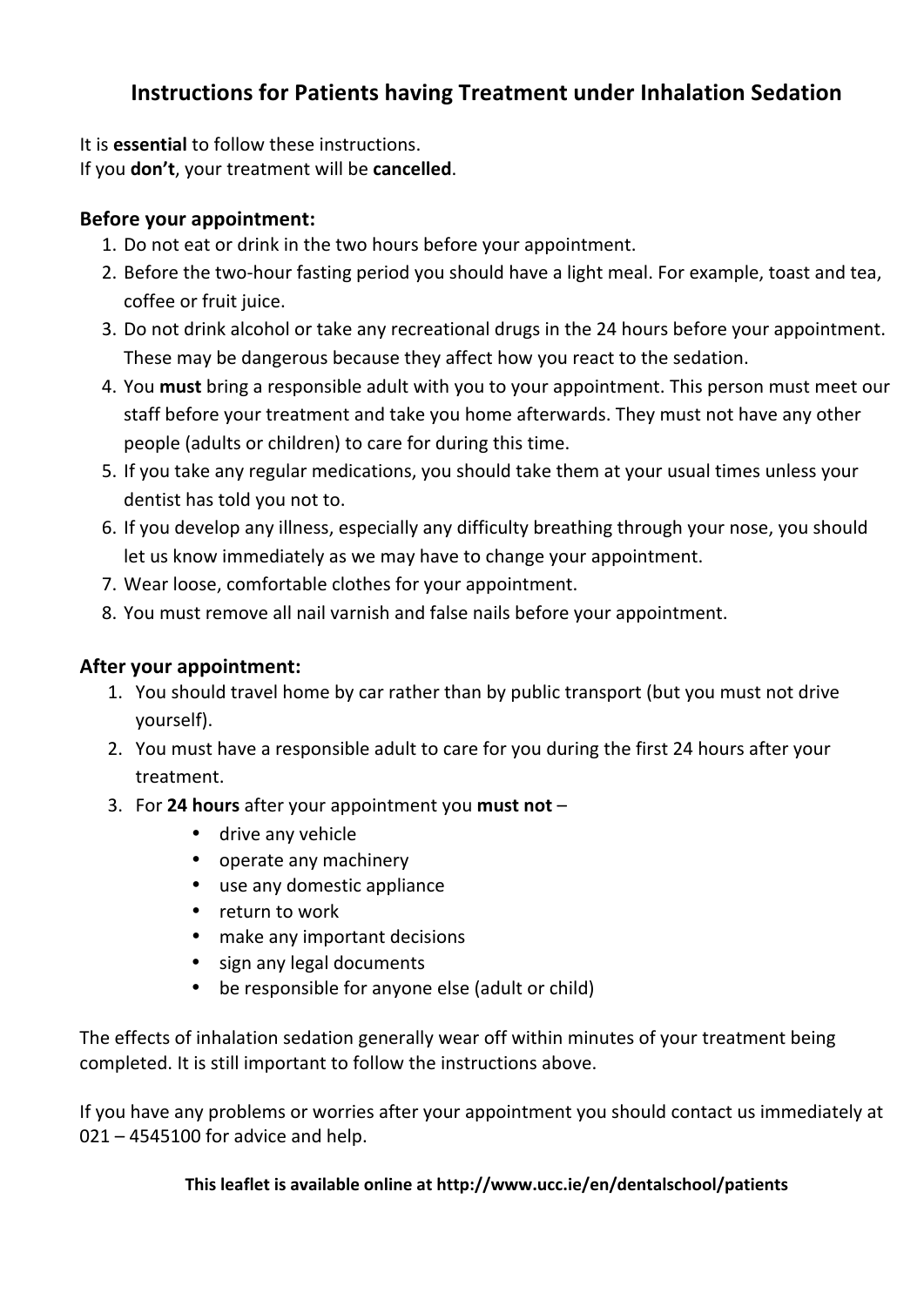# Instructions for Patients having Treatment under Inhalation Sedation

It is **essential** to follow these instructions.
If you **don't**, your treatment will be **cancelled**.

## Before your appointment:

1. Do not eat or drink in the two hours before your appointment.
2. Before the two-hour fasting period you should have a light meal. For example, toast and tea, coffee or fruit juice.
3. Do not drink alcohol or take any recreational drugs in the 24 hours before your appointment. These may be dangerous because they affect how you react to the sedation.
4. You **must** bring a responsible adult with you to your appointment. This person must meet our staff before your treatment and take you home afterwards. They must not have any other people (adults or children) to care for during this time.
5. If you take any regular medications, you should take them at your usual times unless your dentist has told you not to.
6. If you develop any illness, especially any difficulty breathing through your nose, you should let us know immediately as we may have to change your appointment.
7. Wear loose, comfortable clothes for your appointment.
8. You must remove all nail varnish and false nails before your appointment.

## After your appointment:

1. You should travel home by car rather than by public transport (but you must not drive yourself).
2. You must have a responsible adult to care for you during the first 24 hours after your treatment.
3. For **24 hours** after your appointment you **must not** –
   - drive any vehicle
   - operate any machinery
   - use any domestic appliance
   - return to work
   - make any important decisions
   - sign any legal documents
   - be responsible for anyone else (adult or child)

The effects of inhalation sedation generally wear off within minutes of your treatment being completed. It is still important to follow the instructions above.

If you have any problems or worries after your appointment you should contact us immediately at 021 – 4545100 for advice and help.

**This leaflet is available online at http://www.ucc.ie/en/dentalschool/patients**